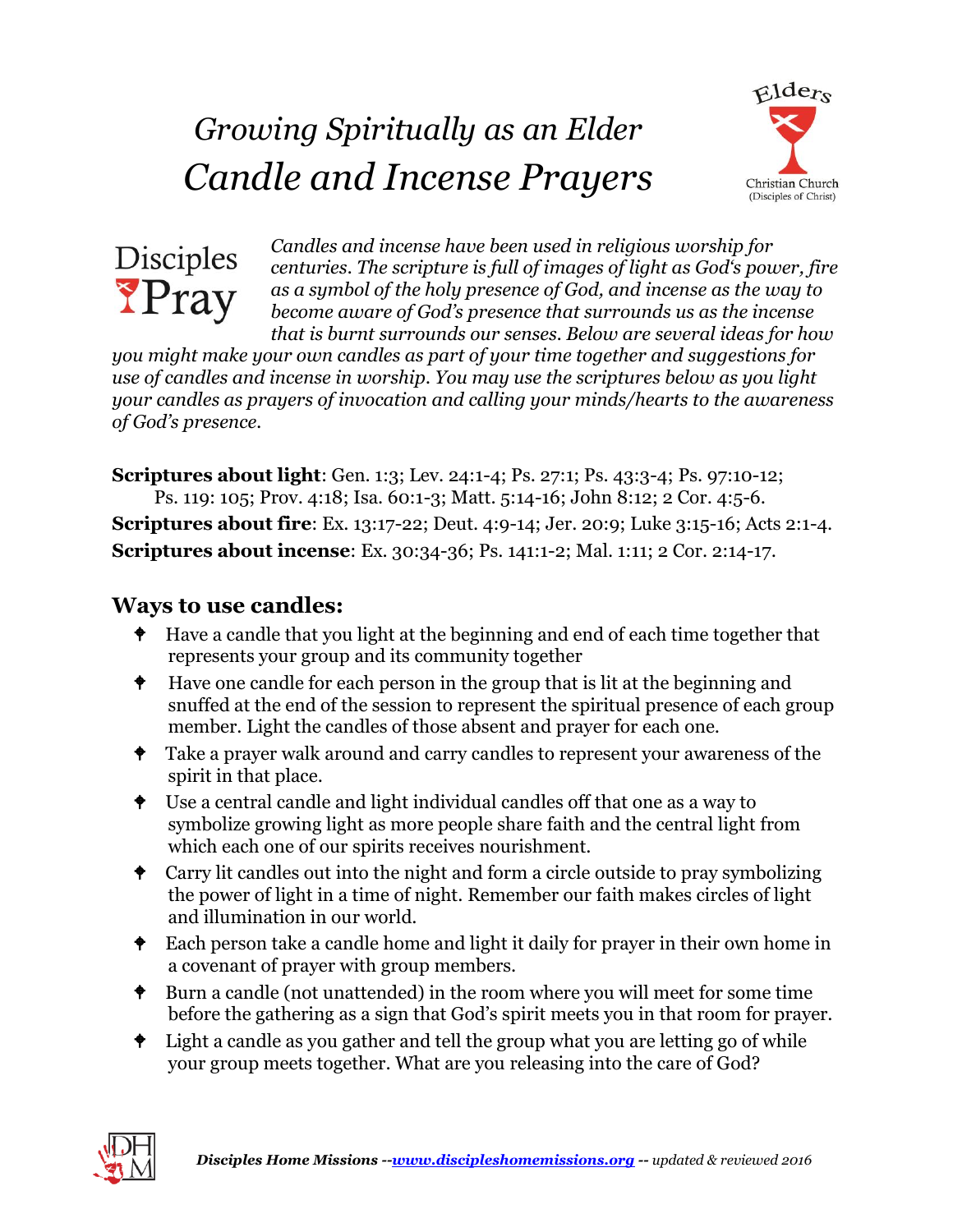# *Growing Spiritually as an Elder*
# *Candle and Incense Prayers*

Elders

Christian Church (Disciples of Christ)

Disciples Pray

*Candles and incense have been used in religious worship for centuries. The scripture is full of images of light as God's power, fire as a symbol of the holy presence of God, and incense as the way to become aware of God's presence that surrounds us as the incense that is burnt surrounds our senses. Below are several ideas for how you might make your own candles as part of your time together and suggestions for use of candles and incense in worship. You may use the scriptures below as you light your candles as prayers of invocation and calling your minds/hearts to the awareness of God's presence.*

**Scriptures about light**: Gen. 1:3; Lev. 24:1-4; Ps. 27:1; Ps. 43:3-4; Ps. 97:10-12; Ps. 119: 105; Prov. 4:18; Isa. 60:1-3; Matt. 5:14-16; John 8:12; 2 Cor. 4:5-6.

**Scriptures about fire**: Ex. 13:17-22; Deut. 4:9-14; Jer. 20:9; Luke 3:15-16; Acts 2:1-4.

**Scriptures about incense**: Ex. 30:34-36; Ps. 141:1-2; Mal. 1:11; 2 Cor. 2:14-17.

## Ways to use candles:

- Have a candle that you light at the beginning and end of each time together that represents your group and its community together
- Have one candle for each person in the group that is lit at the beginning and snuffed at the end of the session to represent the spiritual presence of each group member. Light the candles of those absent and prayer for each one.
- Take a prayer walk around and carry candles to represent your awareness of the spirit in that place.
- Use a central candle and light individual candles off that one as a way to symbolize growing light as more people share faith and the central light from which each one of our spirits receives nourishment.
- Carry lit candles out into the night and form a circle outside to pray symbolizing the power of light in a time of night. Remember our faith makes circles of light and illumination in our world.
- Each person take a candle home and light it daily for prayer in their own home in a covenant of prayer with group members.
- Burn a candle (not unattended) in the room where you will meet for some time before the gathering as a sign that God's spirit meets you in that room for prayer.
- Light a candle as you gather and tell the group what you are letting go of while your group meets together. What are you releasing into the care of God?

***Disciples Home Missions --[www.discipleshomemissions.org](http://www.discipleshomemissions.org) -- updated & reviewed 2016***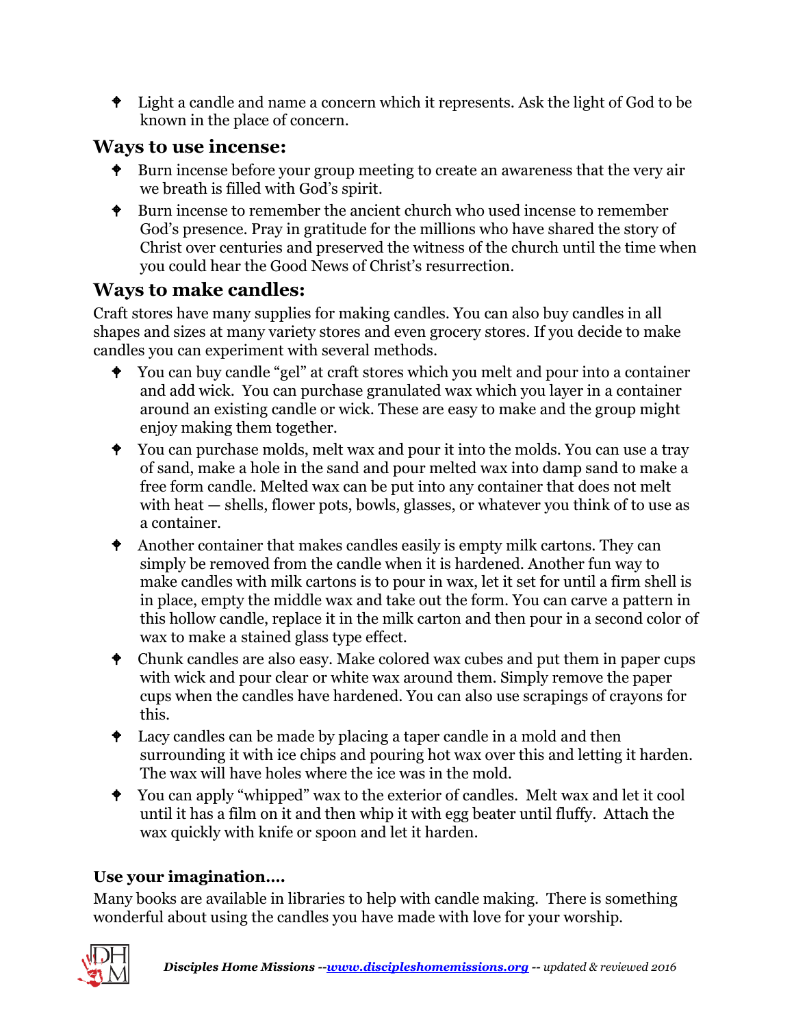- Light a candle and name a concern which it represents. Ask the light of God to be known in the place of concern.

## Ways to use incense:

- Burn incense before your group meeting to create an awareness that the very air we breath is filled with God's spirit.
- Burn incense to remember the ancient church who used incense to remember God's presence. Pray in gratitude for the millions who have shared the story of Christ over centuries and preserved the witness of the church until the time when you could hear the Good News of Christ's resurrection.

## Ways to make candles:

Craft stores have many supplies for making candles. You can also buy candles in all shapes and sizes at many variety stores and even grocery stores. If you decide to make candles you can experiment with several methods.

- You can buy candle "gel" at craft stores which you melt and pour into a container and add wick. You can purchase granulated wax which you layer in a container around an existing candle or wick. These are easy to make and the group might enjoy making them together.
- You can purchase molds, melt wax and pour it into the molds. You can use a tray of sand, make a hole in the sand and pour melted wax into damp sand to make a free form candle. Melted wax can be put into any container that does not melt with heat — shells, flower pots, bowls, glasses, or whatever you think of to use as a container.
- Another container that makes candles easily is empty milk cartons. They can simply be removed from the candle when it is hardened. Another fun way to make candles with milk cartons is to pour in wax, let it set for until a firm shell is in place, empty the middle wax and take out the form. You can carve a pattern in this hollow candle, replace it in the milk carton and then pour in a second color of wax to make a stained glass type effect.
- Chunk candles are also easy. Make colored wax cubes and put them in paper cups with wick and pour clear or white wax around them. Simply remove the paper cups when the candles have hardened. You can also use scrapings of crayons for this.
- Lacy candles can be made by placing a taper candle in a mold and then surrounding it with ice chips and pouring hot wax over this and letting it harden. The wax will have holes where the ice was in the mold.
- You can apply "whipped" wax to the exterior of candles. Melt wax and let it cool until it has a film on it and then whip it with egg beater until fluffy. Attach the wax quickly with knife or spoon and let it harden.

**Use your imagination….**

Many books are available in libraries to help with candle making. There is something wonderful about using the candles you have made with love for your worship.

***Disciples Home Missions --[www.discipleshomemissions.org](http://www.discipleshomemissions.org) -- updated & reviewed 2016***